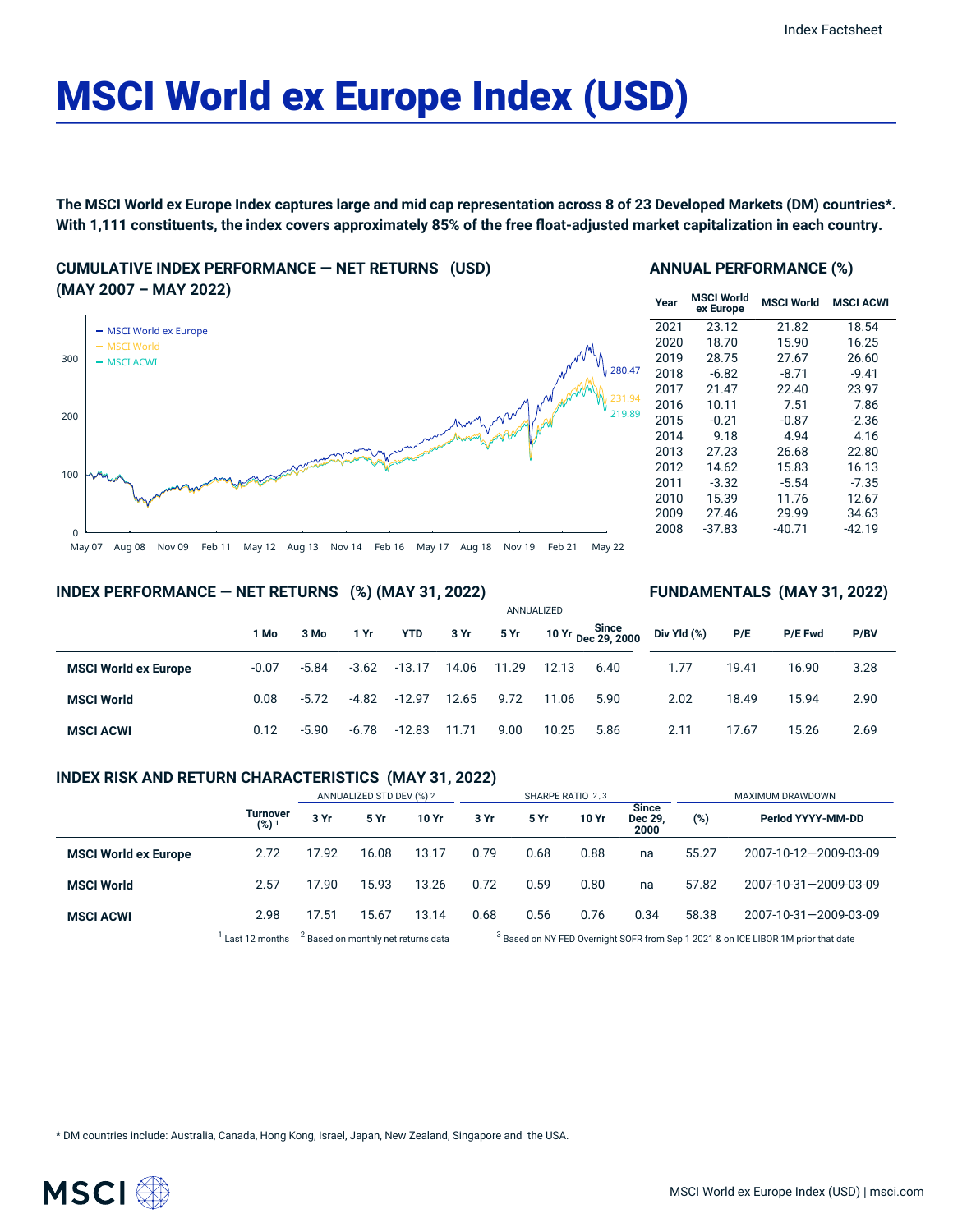# MSCI World ex Europe Index (USD)

**The MSCI World ex Europe Index captures large and mid cap representation across 8 of 23 Developed Markets (DM) countries*. With 1,111 constituents, the index covers approximately 85% of the free float-adjusted market capitalization in each country.**

## CUMULATIVE INDEX PERFORMANCE — NET RETURNS (USD) (MAY 2007 – MAY 2022)

- MSCI World ex Europe: 280.47
- MSCI World: 231.94
- MSCI ACWI: 219.89

## ANNUAL PERFORMANCE (%)

| Year | MSCI World ex Europe | MSCI World | MSCI ACWI |
|---|---|---|---|
| 2021 | 23.12 | 21.82 | 18.54 |
| 2020 | 18.70 | 15.90 | 16.25 |
| 2019 | 28.75 | 27.67 | 26.60 |
| 2018 | -6.82 | -8.71 | -9.41 |
| 2017 | 21.47 | 22.40 | 23.97 |
| 2016 | 10.11 | 7.51 | 7.86 |
| 2015 | -0.21 | -0.87 | -2.36 |
| 2014 | 9.18 | 4.94 | 4.16 |
| 2013 | 27.23 | 26.68 | 22.80 |
| 2012 | 14.62 | 15.83 | 16.13 |
| 2011 | -3.32 | -5.54 | -7.35 |
| 2010 | 15.39 | 11.76 | 12.67 |
| 2009 | 27.46 | 29.99 | 34.63 |
| 2008 | -37.83 | -40.71 | -42.19 |

## INDEX PERFORMANCE — NET RETURNS (%) (MAY 31, 2022)

| | 1 Mo | 3 Mo | 1 Yr | YTD | ANNUALIZED 3 Yr | 5 Yr | 10 Yr | Since Dec 29, 2000 |
|---|---|---|---|---|---|---|---|---|
| **MSCI World ex Europe** | -0.07 | -5.84 | -3.62 | -13.17 | 14.06 | 11.29 | 12.13 | 6.40 |
| **MSCI World** | 0.08 | -5.72 | -4.82 | -12.97 | 12.65 | 9.72 | 11.06 | 5.90 |
| **MSCI ACWI** | 0.12 | -5.90 | -6.78 | -12.83 | 11.71 | 9.00 | 10.25 | 5.86 |

## FUNDAMENTALS (MAY 31, 2022)

| | Div Yld (%) | P/E | P/E Fwd | P/BV |
|---|---|---|---|---|
| **MSCI World ex Europe** | 1.77 | 19.41 | 16.90 | 3.28 |
| **MSCI World** | 2.02 | 18.49 | 15.94 | 2.90 |
| **MSCI ACWI** | 2.11 | 17.67 | 15.26 | 2.69 |

## INDEX RISK AND RETURN CHARACTERISTICS (MAY 31, 2022)

| | | ANNUALIZED STD DEV (%) [2] | | | SHARPE RATIO [2, 3] | | | | MAXIMUM DRAWDOWN | |
|---|---|---|---|---|---|---|---|---|---|---|
| | Turnover (%) [1] | 3 Yr | 5 Yr | 10 Yr | 3 Yr | 5 Yr | 10 Yr | Since Dec 29, 2000 | (%) | Period YYYY-MM-DD |
| **MSCI World ex Europe** | 2.72 | 17.92 | 16.08 | 13.17 | 0.79 | 0.68 | 0.88 | na | 55.27 | 2007-10-12—2009-03-09 |
| **MSCI World** | 2.57 | 17.90 | 15.93 | 13.26 | 0.72 | 0.59 | 0.80 | na | 57.82 | 2007-10-31—2009-03-09 |
| **MSCI ACWI** | 2.98 | 17.51 | 15.67 | 13.14 | 0.68 | 0.56 | 0.76 | 0.34 | 58.38 | 2007-10-31—2009-03-09 |

[1] Last 12 months [2] Based on monthly net returns data [3] Based on NY FED Overnight SOFR from Sep 1 2021 & on ICE LIBOR 1M prior that date

* DM countries include: Australia, Canada, Hong Kong, Israel, Japan, New Zealand, Singapore and the USA.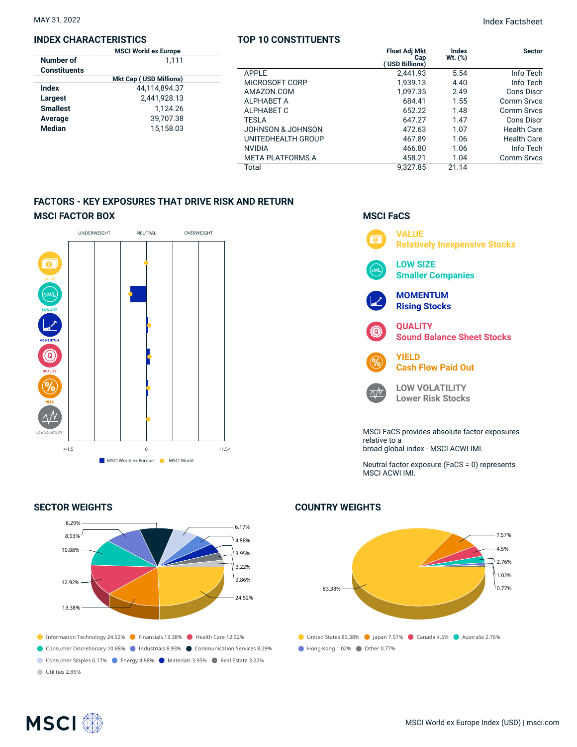MAY 31, 2022

Index Factsheet

## INDEX CHARACTERISTICS

| | MSCI World ex Europe |
|---|---|
| Number of Constituents | 1,111 |
| | **Mkt Cap ( USD Millions)** |
| **Index** | 44,114,894.37 |
| **Largest** | 2,441,928.13 |
| **Smallest** | 1,124.26 |
| **Average** | 39,707.38 |
| **Median** | 15,158.03 |

## TOP 10 CONSTITUENTS

| | Float Adj Mkt Cap ( USD Billions) | Index Wt. (%) | Sector |
|---|---|---|---|
| APPLE | 2,441.93 | 5.54 | Info Tech |
| MICROSOFT CORP | 1,939.13 | 4.40 | Info Tech |
| AMAZON.COM | 1,097.35 | 2.49 | Cons Discr |
| ALPHABET A | 684.41 | 1.55 | Comm Srvcs |
| ALPHABET C | 652.22 | 1.48 | Comm Srvcs |
| TESLA | 647.27 | 1.47 | Cons Discr |
| JOHNSON & JOHNSON | 472.63 | 1.07 | Health Care |
| UNITEDHEALTH GROUP | 467.89 | 1.06 | Health Care |
| NVIDIA | 466.80 | 1.06 | Info Tech |
| META PLATFORMS A | 458.21 | 1.04 | Comm Srvcs |
| Total | 9,327.85 | 21.14 | |

## FACTORS - KEY EXPOSURES THAT DRIVE RISK AND RETURN

### MSCI FACTOR BOX

UNDERWEIGHT | NEUTRAL | OVERWEIGHT

VALUE, LOW SIZE, MOMENTUM, QUALITY, YIELD, LOW VOLATILITY

<-1.5 | 0 | +1.5<

MSCI World ex Europe | MSCI World

### MSCI FaCS

**VALUE**
**Relatively Inexpensive Stocks**

**LOW SIZE**
**Smaller Companies**

**MOMENTUM**
**Rising Stocks**

**QUALITY**
**Sound Balance Sheet Stocks**

**YIELD**
**Cash Flow Paid Out**

**LOW VOLATILITY**
**Lower Risk Stocks**

MSCI FaCS provides absolute factor exposures relative to a
broad global index - MSCI ACWI IMI.

Neutral factor exposure (FaCS = 0) represents MSCI ACWI IMI.

## SECTOR WEIGHTS

- Information Technology 24.52%
- Financials 13.38%
- Health Care 12.92%
- Consumer Discretionary 10.88%
- Industrials 8.93%
- Communication Services 8.29%
- Consumer Staples 6.17%
- Energy 4.88%
- Materials 3.95%
- Real Estate 3.22%
- Utilities 2.86%

## COUNTRY WEIGHTS

- United States 83.38%
- Japan 7.57%
- Canada 4.5%
- Australia 2.76%
- Hong Kong 1.02%
- Other 0.77%

MSCI World ex Europe Index (USD) | msci.com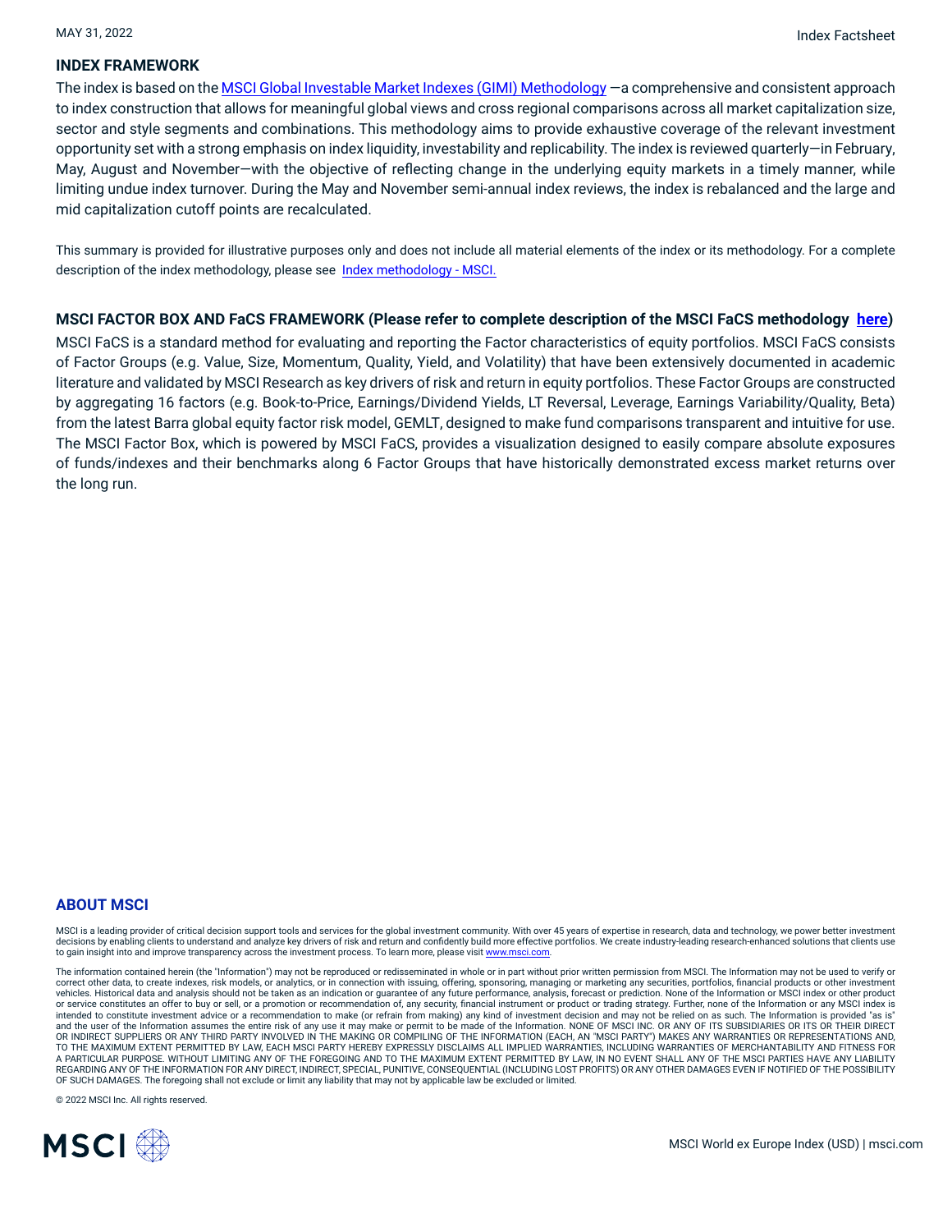## INDEX FRAMEWORK

The index is based on the MSCI Global Investable Market Indexes (GIMI) Methodology —a comprehensive and consistent approach to index construction that allows for meaningful global views and cross regional comparisons across all market capitalization size, sector and style segments and combinations. This methodology aims to provide exhaustive coverage of the relevant investment opportunity set with a strong emphasis on index liquidity, investability and replicability. The index is reviewed quarterly—in February, May, August and November—with the objective of reflecting change in the underlying equity markets in a timely manner, while limiting undue index turnover. During the May and November semi-annual index reviews, the index is rebalanced and the large and mid capitalization cutoff points are recalculated.

This summary is provided for illustrative purposes only and does not include all material elements of the index or its methodology. For a complete description of the index methodology, please see Index methodology - MSCI.

## MSCI FACTOR BOX AND FaCS FRAMEWORK (Please refer to complete description of the MSCI FaCS methodology here)

MSCI FaCS is a standard method for evaluating and reporting the Factor characteristics of equity portfolios. MSCI FaCS consists of Factor Groups (e.g. Value, Size, Momentum, Quality, Yield, and Volatility) that have been extensively documented in academic literature and validated by MSCI Research as key drivers of risk and return in equity portfolios. These Factor Groups are constructed by aggregating 16 factors (e.g. Book-to-Price, Earnings/Dividend Yields, LT Reversal, Leverage, Earnings Variability/Quality, Beta) from the latest Barra global equity factor risk model, GEMLT, designed to make fund comparisons transparent and intuitive for use. The MSCI Factor Box, which is powered by MSCI FaCS, provides a visualization designed to easily compare absolute exposures of funds/indexes and their benchmarks along 6 Factor Groups that have historically demonstrated excess market returns over the long run.

## ABOUT MSCI

MSCI is a leading provider of critical decision support tools and services for the global investment community. With over 45 years of expertise in research, data and technology, we power better investment decisions by enabling clients to understand and analyze key drivers of risk and return and confidently build more effective portfolios. We create industry-leading research-enhanced solutions that clients use to gain insight into and improve transparency across the investment process. To learn more, please visit www.msci.com.

The information contained herein (the "Information") may not be reproduced or redisseminated in whole or in part without prior written permission from MSCI. The Information may not be used to verify or correct other data, to create indexes, risk models, or analytics, or in connection with issuing, offering, sponsoring, managing or marketing any securities, portfolios, financial products or other investment vehicles. Historical data and analysis should not be taken as an indication or guarantee of any future performance, analysis, forecast or prediction. None of the Information or MSCI index or other product or service constitutes an offer to buy or sell, or a promotion or recommendation of, any security, financial instrument or product or trading strategy. Further, none of the Information or any MSCI index is intended to constitute investment advice or a recommendation to make (or refrain from making) any kind of investment decision and may not be relied on as such. The Information is provided "as is" and the user of the Information assumes the entire risk of any use it may make or permit to be made of the Information. NONE OF MSCI INC. OR ANY OF ITS SUBSIDIARIES OR ITS OR THEIR DIRECT OR INDIRECT SUPPLIERS OR ANY THIRD PARTY INVOLVED IN THE MAKING OR COMPILING OF THE INFORMATION (EACH, AN "MSCI PARTY") MAKES ANY WARRANTIES OR REPRESENTATIONS AND, TO THE MAXIMUM EXTENT PERMITTED BY LAW, EACH MSCI PARTY HEREBY EXPRESSLY DISCLAIMS ALL IMPLIED WARRANTIES, INCLUDING WARRANTIES OF MERCHANTABILITY AND FITNESS FOR A PARTICULAR PURPOSE. WITHOUT LIMITING ANY OF THE FOREGOING AND TO THE MAXIMUM EXTENT PERMITTED BY LAW, IN NO EVENT SHALL ANY OF THE MSCI PARTIES HAVE ANY LIABILITY REGARDING ANY OF THE INFORMATION FOR ANY DIRECT, INDIRECT, SPECIAL, PUNITIVE, CONSEQUENTIAL (INCLUDING LOST PROFITS) OR ANY OTHER DAMAGES EVEN IF NOTIFIED OF THE POSSIBILITY OF SUCH DAMAGES. The foregoing shall not exclude or limit any liability that may not by applicable law be excluded or limited.

© 2022 MSCI Inc. All rights reserved.